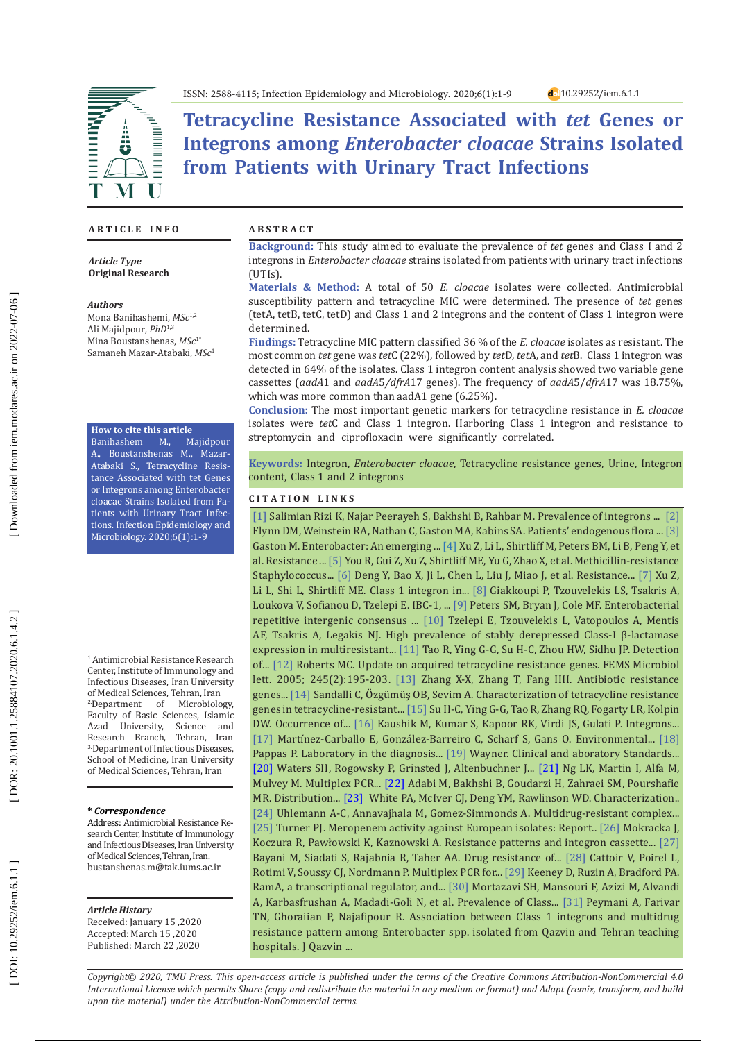ISSN: 2588-4115; Infection Epidemiology and Microbiology. 2020;6(1):1-9 10.29252/iem.6.1.1

# Tetracycline Resistance Associated with *tet* Genes or Integrons among *Enterobacter cloacae* Strains Isolated from Patients with Urinary Tract Infections

## ARTICLE INFO

***Article Type***
**Original Research**

***Authors***
Mona Banihashemi, *MSc*[1,2]
Ali Majidpour, *PhD*[1,3]
Mina Boustanshenas, *MSc*[1*]
Samaneh Mazar-Atabaki, *MSc*[1]

**How to cite this article**
Banihashem M., Majidpour A., Boustanshenas M., Mazar-Atabaki S., Tetracycline Resistance Associated with tet Genes or Integrons among Enterobacter cloacae Strains Isolated from Patients with Urinary Tract Infections. Infection Epidemiology and Microbiology. 2020;6(1):1-9

[1] Antimicrobial Resistance Research Center, Institute of Immunology and Infectious Diseases, Iran University of Medical Sciences, Tehran, Iran
[2] Department of Microbiology, Faculty of Basic Sciences, Islamic Azad University, Science and Research Branch, Tehran, Iran
[3] Department of Infectious Diseases, School of Medicine, Iran University of Medical Sciences, Tehran, Iran

***\* Correspondence***
Address: Antimicrobial Resistance Research Center, Institute of Immunology and Infectious Diseases, Iran University of Medical Sciences, Tehran, Iran.
bustanshenas.m@tak.iums.ac.ir

***Article History***
Received: January 15 ,2020
Accepted: March 15 ,2020
Published: March 22 ,2020

## ABSTRACT

**Background:** This study aimed to evaluate the prevalence of *tet* genes and Class I and 2 integrons in *Enterobacter cloacae* strains isolated from patients with urinary tract infections (UTIs).

**Materials & Method:** A total of 50 *E. cloacae* isolates were collected. Antimicrobial susceptibility pattern and tetracycline MIC were determined. The presence of *tet* genes (tetA, tetB, tetC, tetD) and Class 1 and 2 integrons and the content of Class 1 integron were determined.

**Findings:** Tetracycline MIC pattern classified 36 % of the *E. cloacae* isolates as resistant. The most common *tet* gene was *tet*C (22%), followed by *tet*D, *tet*A, and *tet*B. Class 1 integron was detected in 64% of the isolates. Class 1 integron content analysis showed two variable gene cassettes (*aadA*1 and *aadA*5/*dfrA*17 genes). The frequency of *aadA*5/*dfrA*17 was 18.75%, which was more common than aadA1 gene (6.25%).

**Conclusion:** The most important genetic markers for tetracycline resistance in *E. cloacae* isolates were *tet*C and Class 1 integron. Harboring Class 1 integron and resistance to streptomycin and ciprofloxacin were significantly correlated.

**Keywords:** Integron, *Enterobacter cloacae*, Tetracycline resistance genes, Urine, Integron content, Class 1 and 2 integrons

## CITATION LINKS

[1] Salimian Rizi K, Najar Peerayeh S, Bakhshi B, Rahbar M. Prevalence of integrons ... [2] Flynn DM, Weinstein RA, Nathan C, Gaston MA, Kabins SA. Patients' endogenous flora ... [3] Gaston M. Enterobacter: An emerging ... [4] Xu Z, Li L, Shirtliff M, Peters BM, Li B, Peng Y, et al. Resistance ... [5] You R, Gui Z, Xu Z, Shirtliff ME, Yu G, Zhao X, et al. Methicillin-resistance Staphylococcus... [6] Deng Y, Bao X, Ji L, Chen L, Liu J, Miao J, et al. Resistance... [7] Xu Z, Li L, Shi L, Shirtliff ME. Class 1 integron in... [8] Giakkoupi P, Tzouvelekis LS, Tsakris A, Loukova V, Sofianou D, Tzelepi E. IBC-1, ... [9] Peters SM, Bryan J, Cole MF. Enterobacterial repetitive intergenic consensus ... [10] Tzelepi E, Tzouvelekis L, Vatopoulos A, Mentis AF, Tsakris A, Legakis NJ. High prevalence of stably derepressed Class-I β-lactamase expression in multiresistant... [11] Tao R, Ying G-G, Su H-C, Zhou HW, Sidhu JP. Detection of... [12] Roberts MC. Update on acquired tetracycline resistance genes. FEMS Microbiol lett. 2005; 245(2):195-203. [13] Zhang X-X, Zhang T, Fang HH. Antibiotic resistance genes... [14] Sandalli C, Özgümüş OB, Sevim A. Characterization of tetracycline resistance genes in tetracycline-resistant... [15] Su H-C, Ying G-G, Tao R, Zhang RQ, Fogarty LR, Kolpin DW. Occurrence of... [16] Kaushik M, Kumar S, Kapoor RK, Virdi JS, Gulati P. Integrons... [17] Martínez-Carballo E, González-Barreiro C, Scharf S, Gans O. Environmental... [18] Pappas P. Laboratory in the diagnosis... [19] Wayner. Clinical and aboratory Standards... [20] Waters SH, Rogowsky P, Grinsted J, Altenbuchner J... [21] Ng LK, Martin I, Alfa M, Mulvey M. Multiplex PCR... [22] Adabi M, Bakhshi B, Goudarzi H, Zahraei SM, Pourshafie MR. Distribution... [23] White PA, McIver CJ, Deng YM, Rawlinson WD. Characterization.. [24] Uhlemann A-C, Annavajhala M, Gomez-Simmonds A. Multidrug-resistant complex... [25] Turner PJ. Meropenem activity against European isolates: Report.. [26] Mokracka J, Koczura R, Pawłowski K, Kaznowski A. Resistance patterns and integron cassette... [27] Bayani M, Siadati S, Rajabnia R, Taher AA. Drug resistance of... [28] Cattoir V, Poirel L, Rotimi V, Soussy CJ, Nordmann P. Multiplex PCR for... [29] Keeney D, Ruzin A, Bradford PA. RamA, a transcriptional regulator, and... [30] Mortazavi SH, Mansouri F, Azizi M, Alvandi A, Karbasfrushan A, Madadi-Goli N, et al. Prevalence of Class... [31] Peymani A, Farivar TN, Ghoraiian P, Najafipour R. Association between Class 1 integrons and multidrug resistance pattern among Enterobacter spp. isolated from Qazvin and Tehran teaching hospitals. J Qazvin ...

*Copyright© 2020, TMU Press. This open-access article is published under the terms of the Creative Commons Attribution-NonCommercial 4.0 International License which permits Share (copy and redistribute the material in any medium or format) and Adapt (remix, transform, and build upon the material) under the Attribution-NonCommercial terms.*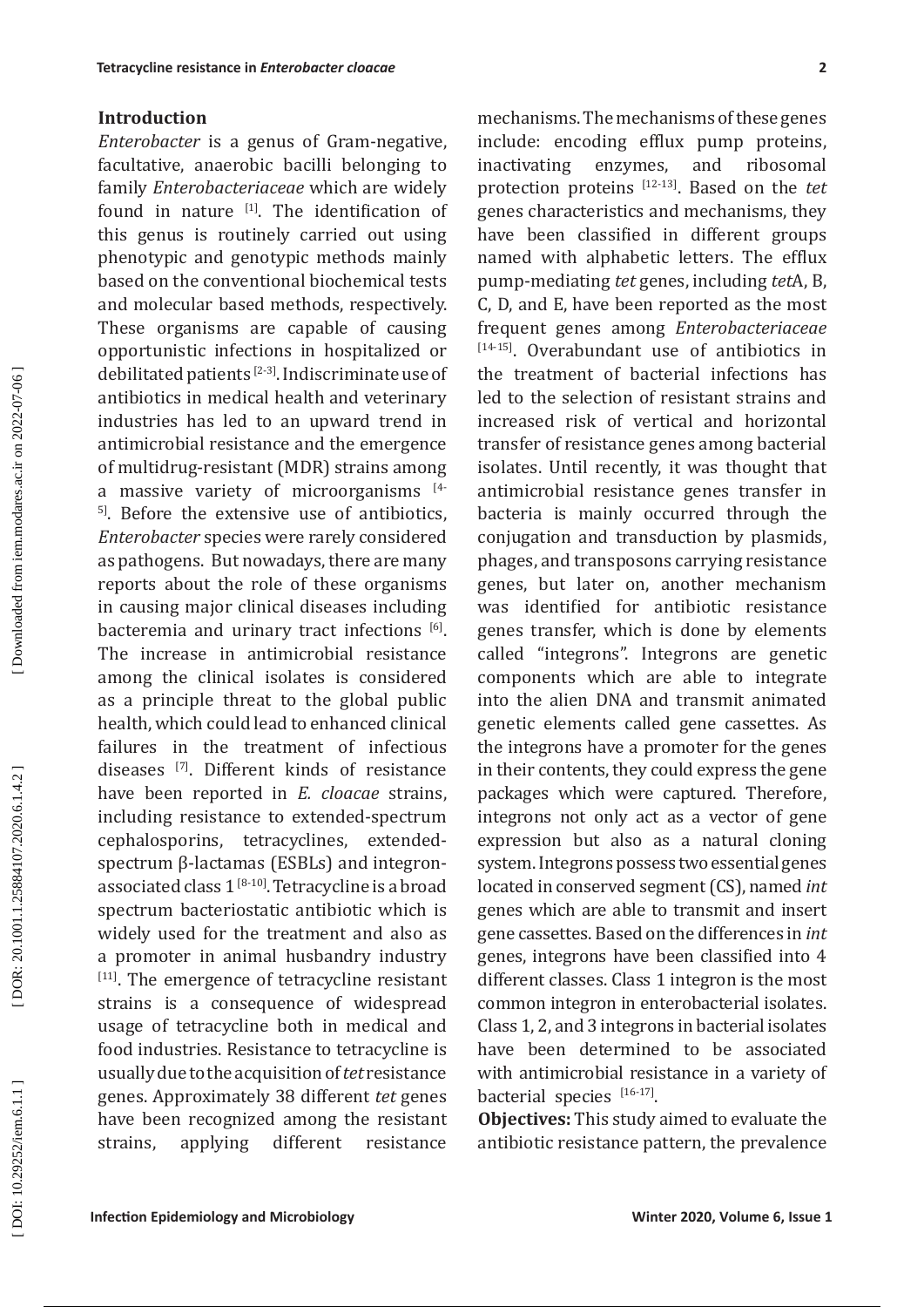## Introduction

*Enterobacter* is a genus of Gram-negative, facultative, anaerobic bacilli belonging to family *Enterobacteriaceae* which are widely found in nature [1]. The identification of this genus is routinely carried out using phenotypic and genotypic methods mainly based on the conventional biochemical tests and molecular based methods, respectively. These organisms are capable of causing opportunistic infections in hospitalized or debilitated patients [2-3]. Indiscriminate use of antibiotics in medical health and veterinary industries has led to an upward trend in antimicrobial resistance and the emergence of multidrug-resistant (MDR) strains among a massive variety of microorganisms [4-5]. Before the extensive use of antibiotics, *Enterobacter* species were rarely considered as pathogens. But nowadays, there are many reports about the role of these organisms in causing major clinical diseases including bacteremia and urinary tract infections [6]. The increase in antimicrobial resistance among the clinical isolates is considered as a principle threat to the global public health, which could lead to enhanced clinical failures in the treatment of infectious diseases [7]. Different kinds of resistance have been reported in *E. cloacae* strains, including resistance to extended-spectrum cephalosporins, tetracyclines, extended-spectrum β-lactamas (ESBLs) and integron-associated class 1 [8-10]. Tetracycline is a broad spectrum bacteriostatic antibiotic which is widely used for the treatment and also as a promoter in animal husbandry industry [11]. The emergence of tetracycline resistant strains is a consequence of widespread usage of tetracycline both in medical and food industries. Resistance to tetracycline is usually due to the acquisition of *tet* resistance genes. Approximately 38 different *tet* genes have been recognized among the resistant strains, applying different resistance mechanisms. The mechanisms of these genes include: encoding efflux pump proteins, inactivating enzymes, and ribosomal protection proteins [12-13]. Based on the *tet* genes characteristics and mechanisms, they have been classified in different groups named with alphabetic letters. The efflux pump-mediating *tet* genes, including *tet*A, B, C, D, and E, have been reported as the most frequent genes among *Enterobacteriaceae* [14-15]. Overabundant use of antibiotics in the treatment of bacterial infections has led to the selection of resistant strains and increased risk of vertical and horizontal transfer of resistance genes among bacterial isolates. Until recently, it was thought that antimicrobial resistance genes transfer in bacteria is mainly occurred through the conjugation and transduction by plasmids, phages, and transposons carrying resistance genes, but later on, another mechanism was identified for antibiotic resistance genes transfer, which is done by elements called "integrons". Integrons are genetic components which are able to integrate into the alien DNA and transmit animated genetic elements called gene cassettes. As the integrons have a promoter for the genes in their contents, they could express the gene packages which were captured. Therefore, integrons not only act as a vector of gene expression but also as a natural cloning system. Integrons possess two essential genes located in conserved segment (CS), named *int* genes which are able to transmit and insert gene cassettes. Based on the differences in *int* genes, integrons have been classified into 4 different classes. Class 1 integron is the most common integron in enterobacterial isolates. Class 1, 2, and 3 integrons in bacterial isolates have been determined to be associated with antimicrobial resistance in a variety of bacterial species [16-17].

**Objectives:** This study aimed to evaluate the antibiotic resistance pattern, the prevalence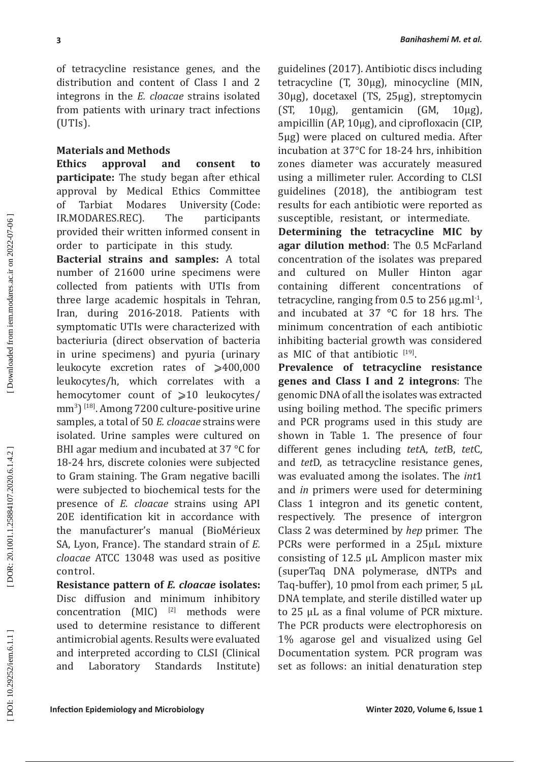of tetracycline resistance genes, and the distribution and content of Class I and 2 integrons in the *E. cloacae* strains isolated from patients with urinary tract infections (UTIs).

## Materials and Methods

**Ethics approval and consent to participate:** The study began after ethical approval by Medical Ethics Committee of Tarbiat Modares University (Code: IR.MODARES.REC). The participants provided their written informed consent in order to participate in this study.

**Bacterial strains and samples:** A total number of 21600 urine specimens were collected from patients with UTIs from three large academic hospitals in Tehran, Iran, during 2016-2018. Patients with symptomatic UTIs were characterized with bacteriuria (direct observation of bacteria in urine specimens) and pyuria (urinary leukocyte excretion rates of ⩾400,000 leukocytes/h, which correlates with a hemocytomer count of ⩾10 leukocytes/mm$^3$) [18]. Among 7200 culture-positive urine samples, a total of 50 *E. cloacae* strains were isolated. Urine samples were cultured on BHI agar medium and incubated at 37 °C for 18-24 hrs, discrete colonies were subjected to Gram staining. The Gram negative bacilli were subjected to biochemical tests for the presence of *E. cloacae* strains using API 20E identification kit in accordance with the manufacturer's manual (BioMérieux SA, Lyon, France). The standard strain of *E. cloacae* ATCC 13048 was used as positive control.

**Resistance pattern of *E. cloacae* isolates:** Disc diffusion and minimum inhibitory concentration (MIC) [2] methods were used to determine resistance to different antimicrobial agents. Results were evaluated and interpreted according to CLSI (Clinical and Laboratory Standards Institute) guidelines (2017). Antibiotic discs including tetracycline (T, 30μg), minocycline (MIN, 30μg), docetaxel (TS, 25μg), streptomycin (ST, 10μg), gentamicin (GM, 10μg), ampicillin (AP, 10μg), and ciprofloxacin (CIP, 5μg) were placed on cultured media. After incubation at 37°C for 18-24 hrs, inhibition zones diameter was accurately measured using a millimeter ruler. According to CLSI guidelines (2018), the antibiogram test results for each antibiotic were reported as susceptible, resistant, or intermediate.

**Determining the tetracycline MIC by agar dilution method**: The 0.5 McFarland concentration of the isolates was prepared and cultured on Muller Hinton agar containing different concentrations of tetracycline, ranging from 0.5 to 256 μg.ml$^{-1}$, and incubated at 37 °C for 18 hrs. The minimum concentration of each antibiotic inhibiting bacterial growth was considered as MIC of that antibiotic [19].

**Prevalence of tetracycline resistance genes and Class I and 2 integrons**: The genomic DNA of all the isolates was extracted using boiling method. The specific primers and PCR programs used in this study are shown in Table 1. The presence of four different genes including *tet*A, *tet*B, *tet*C, and *tet*D, as tetracycline resistance genes, was evaluated among the isolates. The *int*1 and *in* primers were used for determining Class 1 integron and its genetic content, respectively. The presence of intergron Class 2 was determined by *hep* primer. The PCRs were performed in a 25μL mixture consisting of 12.5 μL Amplicon master mix (superTaq DNA polymerase, dNTPs and Taq-buffer), 10 pmol from each primer, 5 μL DNA template, and sterile distilled water up to 25 μL as a final volume of PCR mixture. The PCR products were electrophoresis on 1% agarose gel and visualized using Gel Documentation system. PCR program was set as follows: an initial denaturation step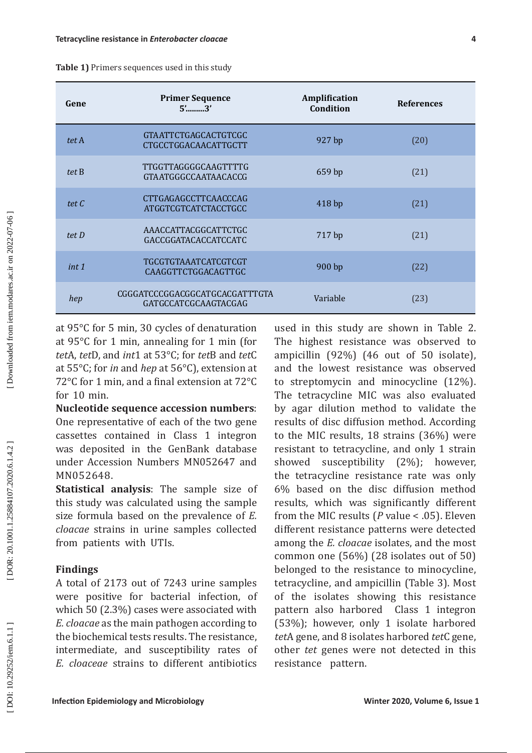**Table 1)** Primers sequences used in this study

| Gene | Primer Sequence 5'.........3' | Amplification Condition | References |
|---|---|---|---|
| *tet* A | GTAATTCTGAGCACTGTCGC CTGCCTGGACAACATTGCTT | 927 bp | (20) |
| *tet* B | TTGGTTAGGGGCAAGTTTTG GTAATGGGCCAATAACACCG | 659 bp | (21) |
| *tet C* | CTTGAGAGCCTTCAACCCAG ATGGTCGTCATCTACCTGCC | 418 bp | (21) |
| *tet D* | AAACCATTACGGCATTCTGC GACCGGATACACCATCCATC | 717 bp | (21) |
| *int 1* | TGCGTGTAAATCATCGTCGT CAAGGTTCTGGACAGTTGC | 900 bp | (22) |
| *hep* | CGGGATCCCGGACGGCATGCACGATTTGTA GATGCCATCGCAAGTACGAG | Variable | (23) |

at 95°C for 5 min, 30 cycles of denaturation at 95°C for 1 min, annealing for 1 min (for *tet*A, *tet*D, and *int*1 at 53°C; for *tet*B and *tet*C at 55°C; for *in* and *hep* at 56°C), extension at 72°C for 1 min, and a final extension at 72°C for 10 min.

**Nucleotide sequence accession numbers**: One representative of each of the two gene cassettes contained in Class 1 integron was deposited in the GenBank database under Accession Numbers MN052647 and MN052648.

**Statistical analysis**: The sample size of this study was calculated using the sample size formula based on the prevalence of *E. cloacae* strains in urine samples collected from patients with UTIs.

## Findings

A total of 2173 out of 7243 urine samples were positive for bacterial infection, of which 50 (2.3%) cases were associated with *E. cloacae* as the main pathogen according to the biochemical tests results. The resistance, intermediate, and susceptibility rates of *E. cloaceae* strains to different antibiotics used in this study are shown in Table 2. The highest resistance was observed to ampicillin (92%) (46 out of 50 isolate), and the lowest resistance was observed to streptomycin and minocycline (12%). The tetracycline MIC was also evaluated by agar dilution method to validate the results of disc diffusion method. According to the MIC results, 18 strains (36%) were resistant to tetracycline, and only 1 strain showed susceptibility (2%); however, the tetracycline resistance rate was only 6% based on the disc diffusion method results, which was significantly different from the MIC results ($P$ value < .05). Eleven different resistance patterns were detected among the *E. cloacae* isolates, and the most common one (56%) (28 isolates out of 50) belonged to the resistance to minocycline, tetracycline, and ampicillin (Table 3). Most of the isolates showing this resistance pattern also harbored Class 1 integron (53%); however, only 1 isolate harbored *tet*A gene, and 8 isolates harbored *tet*C gene, other *tet* genes were not detected in this resistance pattern.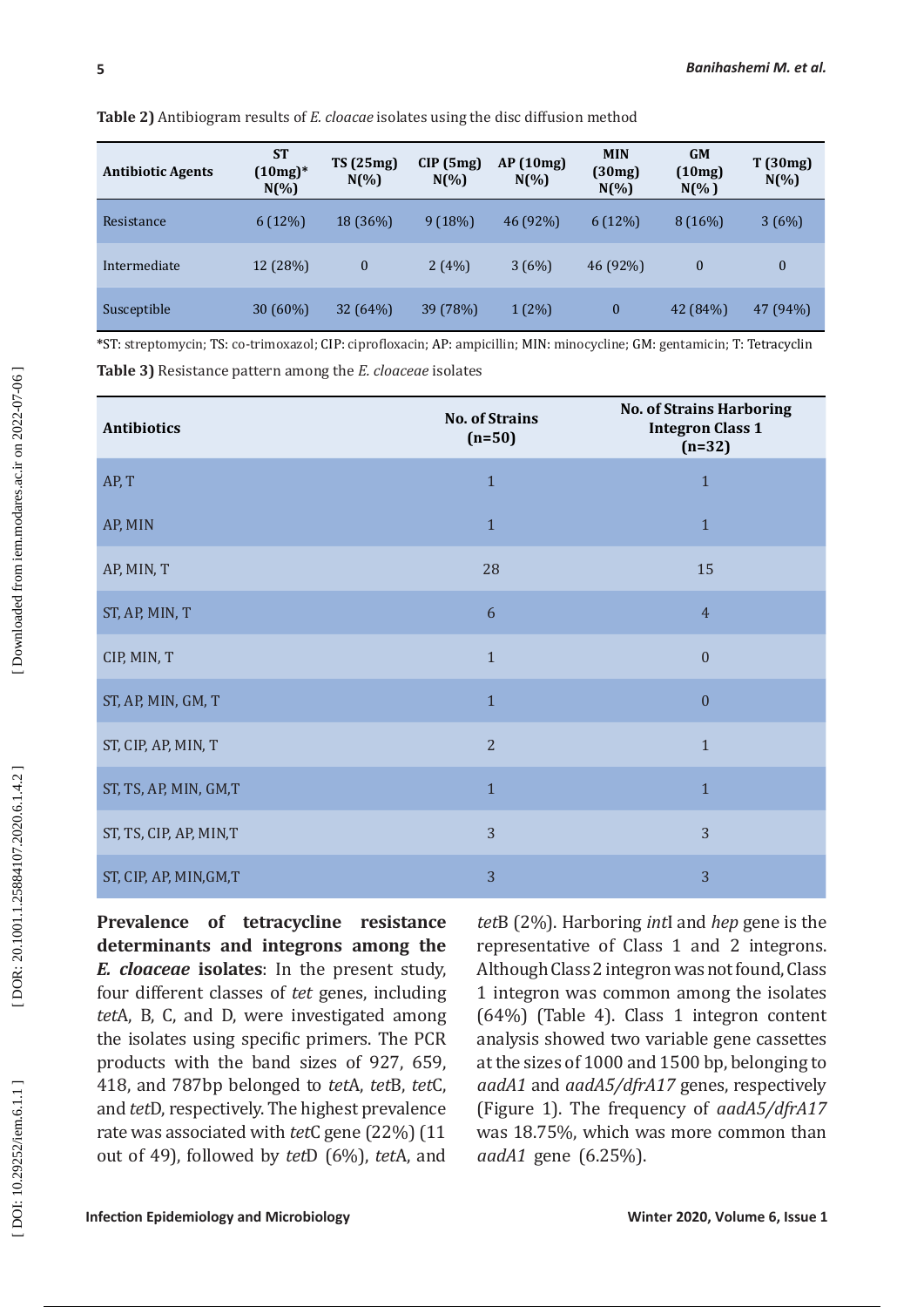**Table 2)** Antibiogram results of *E. cloacae* isolates using the disc diffusion method

| Antibiotic Agents | ST (10mg)* N(%) | TS (25mg) N(%) | CIP (5mg) N(%) | AP (10mg) N(%) | MIN (30mg) N(%) | GM (10mg) N(% ) | T (30mg) N(%) |
|---|---|---|---|---|---|---|---|
| Resistance | 6 (12%) | 18 (36%) | 9 (18%) | 46 (92%) | 6 (12%) | 8 (16%) | 3 (6%) |
| Intermediate | 12 (28%) | 0 | 2 (4%) | 3 (6%) | 46 (92%) | 0 | 0 |
| Susceptible | 30 (60%) | 32 (64%) | 39 (78%) | 1 (2%) | 0 | 42 (84%) | 47 (94%) |

*ST: streptomycin; TS: co-trimoxazol; CIP: ciprofloxacin; AP: ampicillin; MIN: minocycline; GM: gentamicin; T: Tetracyclin

**Table 3)** Resistance pattern among the *E. cloaceae* isolates

| Antibiotics | No. of Strains (n=50) | No. of Strains Harboring Integron Class 1 (n=32) |
|---|---|---|
| AP, T | 1 | 1 |
| AP, MIN | 1 | 1 |
| AP, MIN, T | 28 | 15 |
| ST, AP, MIN, T | 6 | 4 |
| CIP, MIN, T | 1 | 0 |
| ST, AP, MIN, GM, T | 1 | 0 |
| ST, CIP, AP, MIN, T | 2 | 1 |
| ST, TS, AP, MIN, GM,T | 1 | 1 |
| ST, TS, CIP, AP, MIN,T | 3 | 3 |
| ST, CIP, AP, MIN,GM,T | 3 | 3 |

**Prevalence of tetracycline resistance determinants and integrons among the *E. cloaceae* isolates**: In the present study, four different classes of *tet* genes, including *tet*A, B, C, and D, were investigated among the isolates using specific primers. The PCR products with the band sizes of 927, 659, 418, and 787bp belonged to *tet*A, *tet*B, *tet*C, and *tet*D, respectively. The highest prevalence rate was associated with *tet*C gene (22%) (11 out of 49), followed by *tet*D (6%), *tet*A, and *tet*B (2%). Harboring *int*I and *hep* gene is the representative of Class 1 and 2 integrons. Although Class 2 integron was not found, Class 1 integron was common among the isolates (64%) (Table 4). Class 1 integron content analysis showed two variable gene cassettes at the sizes of 1000 and 1500 bp, belonging to *aadA1* and *aadA5/dfrA17* genes, respectively (Figure 1). The frequency of *aadA5/dfrA17* was 18.75%, which was more common than *aadA1* gene (6.25%).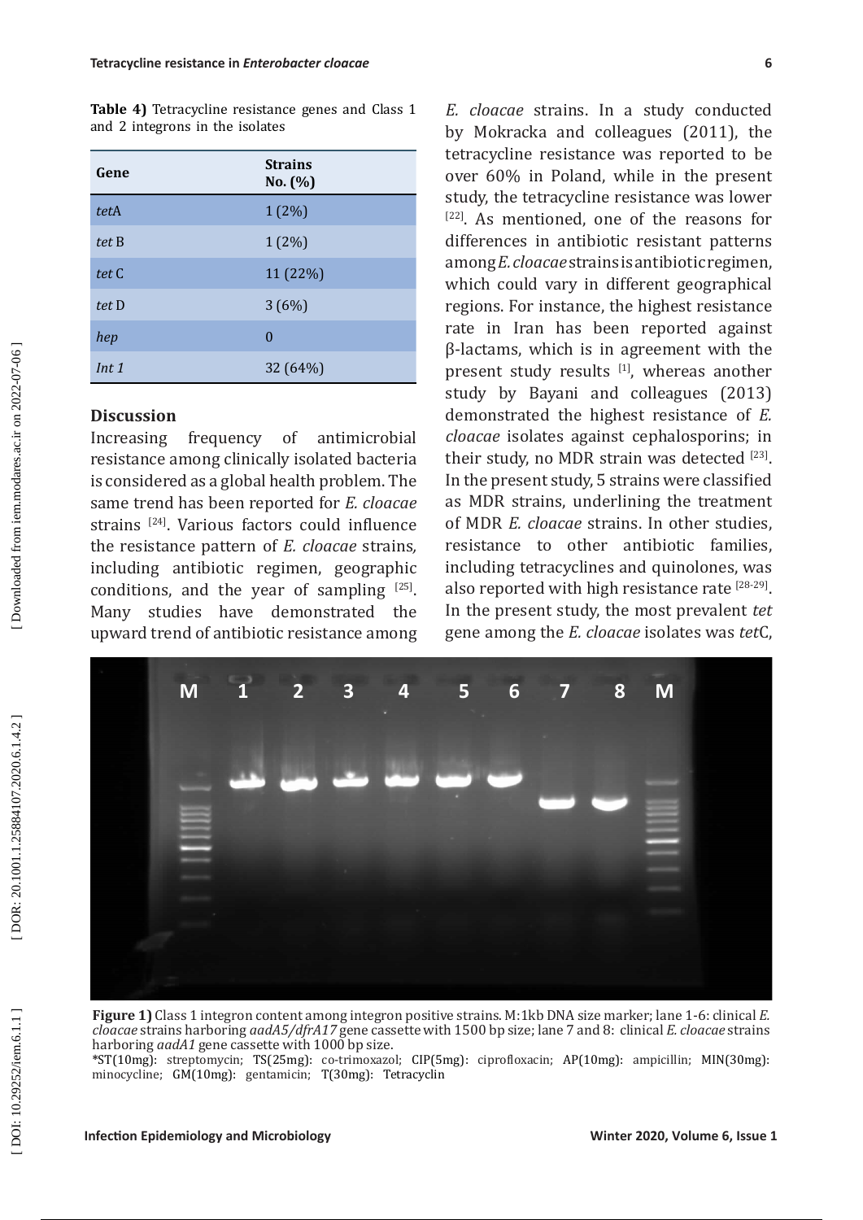**Table 4)** Tetracycline resistance genes and Class 1 and 2 integrons in the isolates

| Gene | Strains No. (%) |
|---|---|
| *tet*A | 1 (2%) |
| *tet* B | 1 (2%) |
| *tet* C | 11 (22%) |
| *tet* D | 3 (6%) |
| *hep* | 0 |
| *Int 1* | 32 (64%) |

## Discussion

Increasing frequency of antimicrobial resistance among clinically isolated bacteria is considered as a global health problem. The same trend has been reported for *E. cloacae* strains [24]. Various factors could influence the resistance pattern of *E. cloacae* strains, including antibiotic regimen, geographic conditions, and the year of sampling [25]. Many studies have demonstrated the upward trend of antibiotic resistance among *E. cloacae* strains. In a study conducted by Mokracka and colleagues (2011), the tetracycline resistance was reported to be over 60% in Poland, while in the present study, the tetracycline resistance was lower [22]. As mentioned, one of the reasons for differences in antibiotic resistant patterns among *E. cloacae* strains is antibiotic regimen, which could vary in different geographical regions. For instance, the highest resistance rate in Iran has been reported against β-lactams, which is in agreement with the present study results [1], whereas another study by Bayani and colleagues (2013) demonstrated the highest resistance of *E. cloacae* isolates against cephalosporins; in their study, no MDR strain was detected [23]. In the present study, 5 strains were classified as MDR strains, underlining the treatment of MDR *E. cloacae* strains. In other studies, resistance to other antibiotic families, including tetracyclines and quinolones, was also reported with high resistance rate [28-29]. In the present study, the most prevalent *tet* gene among the *E. cloacae* isolates was *tet*C,

**Figure 1)** Class 1 integron content among integron positive strains. M: 1kb DNA size marker; lane 1-6: clinical *E. cloacae* strains harboring *aadA5/dfrA17* gene cassette with 1500 bp size; lane 7 and 8: clinical *E. cloacae* strains harboring *aadA1* gene cassette with 1000 bp size.
*ST(10mg): streptomycin; TS(25mg): co-trimoxazol; CIP(5mg): ciprofloxacin; AP(10mg): ampicillin; MIN(30mg): minocycline; GM(10mg): gentamicin; T(30mg): Tetracyclin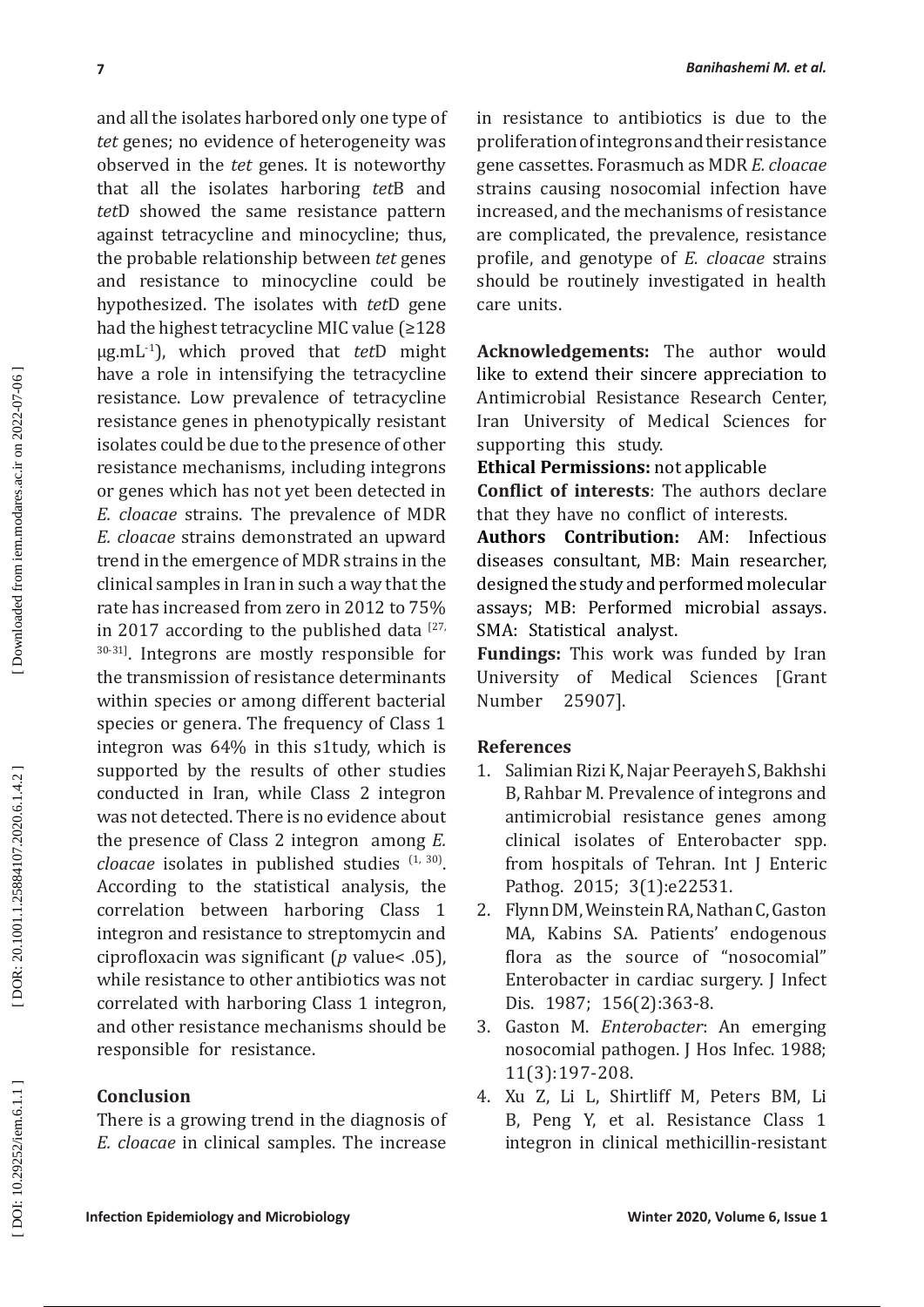and all the isolates harbored only one type of *tet* genes; no evidence of heterogeneity was observed in the *tet* genes. It is noteworthy that all the isolates harboring *tet*B and *tet*D showed the same resistance pattern against tetracycline and minocycline; thus, the probable relationship between *tet* genes and resistance to minocycline could be hypothesized. The isolates with *tet*D gene had the highest tetracycline MIC value (≥128 $\mu g.mL^{-1}$), which proved that *tet*D might have a role in intensifying the tetracycline resistance. Low prevalence of tetracycline resistance genes in phenotypically resistant isolates could be due to the presence of other resistance mechanisms, including integrons or genes which has not yet been detected in *E. cloacae* strains. The prevalence of MDR *E. cloacae* strains demonstrated an upward trend in the emergence of MDR strains in the clinical samples in Iran in such a way that the rate has increased from zero in 2012 to 75% in 2017 according to the published data [27, 30-31]. Integrons are mostly responsible for the transmission of resistance determinants within species or among different bacterial species or genera. The frequency of Class 1 integron was 64% in this s1tudy, which is supported by the results of other studies conducted in Iran, while Class 2 integron was not detected. There is no evidence about the presence of Class 2 integron among *E. cloacae* isolates in published studies [1, 30]. According to the statistical analysis, the correlation between harboring Class 1 integron and resistance to streptomycin and ciprofloxacin was significant ($p$ value< .05), while resistance to other antibiotics was not correlated with harboring Class 1 integron, and other resistance mechanisms should be responsible for resistance.

## Conclusion

There is a growing trend in the diagnosis of *E. cloacae* in clinical samples. The increase in resistance to antibiotics is due to the proliferation of integrons and their resistance gene cassettes. Forasmuch as MDR *E. cloacae* strains causing nosocomial infection have increased, and the mechanisms of resistance are complicated, the prevalence, resistance profile, and genotype of *E. cloacae* strains should be routinely investigated in health care units.

**Acknowledgements:** The author would like to extend their sincere appreciation to Antimicrobial Resistance Research Center, Iran University of Medical Sciences for supporting this study.

**Ethical Permissions:** not applicable

**Conflict of interests**: The authors declare that they have no conflict of interests.

**Authors Contribution:** AM: Infectious diseases consultant, MB: Main researcher, designed the study and performed molecular assays; MB: Performed microbial assays. SMA: Statistical analyst.

**Fundings:** This work was funded by Iran University of Medical Sciences [Grant Number 25907].

## References

1. Salimian Rizi K, Najar Peerayeh S, Bakhshi B, Rahbar M. Prevalence of integrons and antimicrobial resistance genes among clinical isolates of Enterobacter spp. from hospitals of Tehran. Int J Enteric Pathog. 2015; 3(1):e22531.
2. Flynn DM, Weinstein RA, Nathan C, Gaston MA, Kabins SA. Patients' endogenous flora as the source of "nosocomial" Enterobacter in cardiac surgery. J Infect Dis. 1987; 156(2):363-8.
3. Gaston M. *Enterobacter*: An emerging nosocomial pathogen. J Hos Infec. 1988; 11(3):197-208.
4. Xu Z, Li L, Shirtliff M, Peters BM, Li B, Peng Y, et al. Resistance Class 1 integron in clinical methicillin-resistant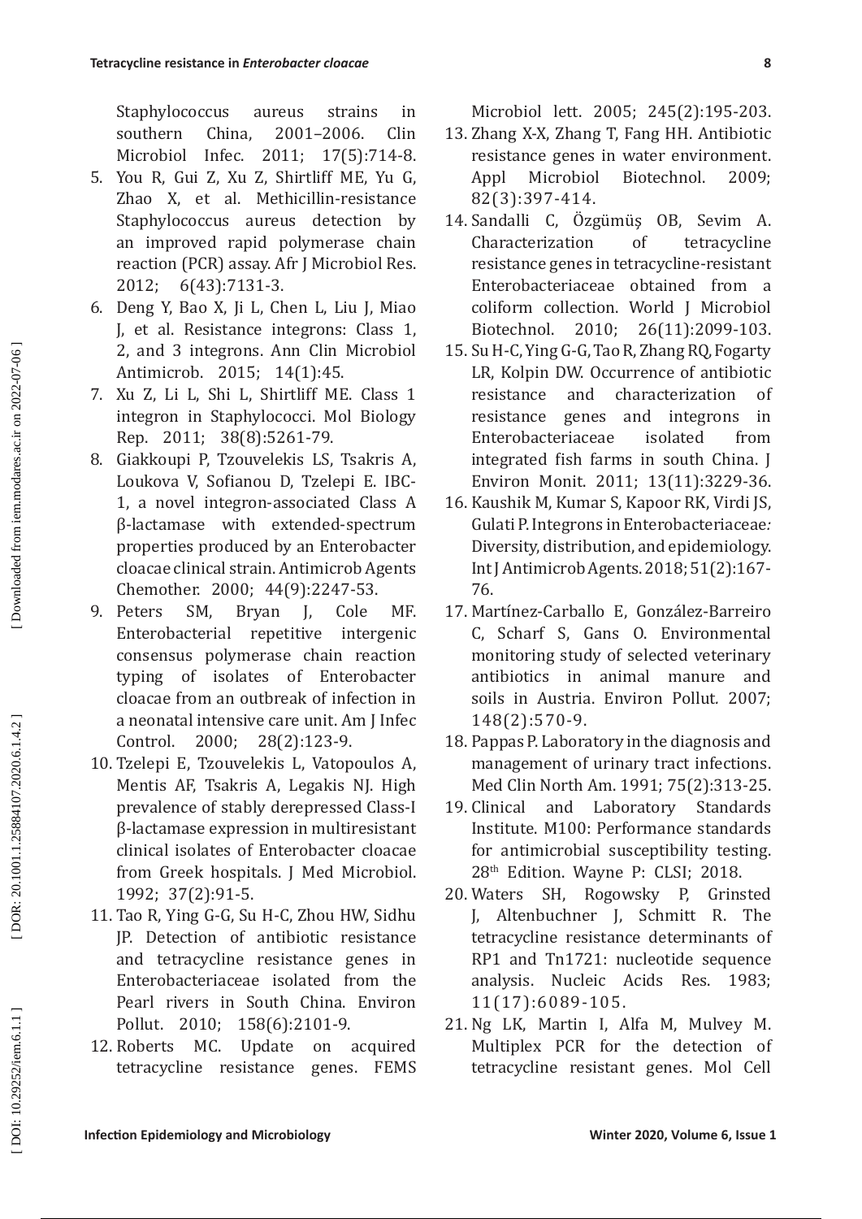Staphylococcus aureus strains in southern China, 2001–2006. Clin Microbiol Infec. 2011; 17(5):714-8.

5. You R, Gui Z, Xu Z, Shirtliff ME, Yu G, Zhao X, et al. Methicillin-resistance Staphylococcus aureus detection by an improved rapid polymerase chain reaction (PCR) assay. Afr J Microbiol Res. 2012; 6(43):7131-3.
6. Deng Y, Bao X, Ji L, Chen L, Liu J, Miao J, et al. Resistance integrons: Class 1, 2, and 3 integrons. Ann Clin Microbiol Antimicrob. 2015; 14(1):45.
7. Xu Z, Li L, Shi L, Shirtliff ME. Class 1 integron in Staphylococci. Mol Biology Rep. 2011; 38(8):5261-79.
8. Giakkoupi P, Tzouvelekis LS, Tsakris A, Loukova V, Sofianou D, Tzelepi E. IBC-1, a novel integron-associated Class A β-lactamase with extended-spectrum properties produced by an Enterobacter cloacae clinical strain. Antimicrob Agents Chemother. 2000; 44(9):2247-53.
9. Peters SM, Bryan J, Cole MF. Enterobacterial repetitive intergenic consensus polymerase chain reaction typing of isolates of Enterobacter cloacae from an outbreak of infection in a neonatal intensive care unit. Am J Infec Control. 2000; 28(2):123-9.
10. Tzelepi E, Tzouvelekis L, Vatopoulos A, Mentis AF, Tsakris A, Legakis NJ. High prevalence of stably derepressed Class-I β-lactamase expression in multiresistant clinical isolates of Enterobacter cloacae from Greek hospitals. J Med Microbiol. 1992; 37(2):91-5.
11. Tao R, Ying G-G, Su H-C, Zhou HW, Sidhu JP. Detection of antibiotic resistance and tetracycline resistance genes in Enterobacteriaceae isolated from the Pearl rivers in South China. Environ Pollut. 2010; 158(6):2101-9.
12. Roberts MC. Update on acquired tetracycline resistance genes. FEMS Microbiol lett. 2005; 245(2):195-203.
13. Zhang X-X, Zhang T, Fang HH. Antibiotic resistance genes in water environment. Appl Microbiol Biotechnol. 2009; 82(3):397-414.
14. Sandalli C, Özgümüş OB, Sevim A. Characterization of tetracycline resistance genes in tetracycline-resistant Enterobacteriaceae obtained from a coliform collection. World J Microbiol Biotechnol. 2010; 26(11):2099-103.
15. Su H-C, Ying G-G, Tao R, Zhang RQ, Fogarty LR, Kolpin DW. Occurrence of antibiotic resistance and characterization of resistance genes and integrons in Enterobacteriaceae isolated from integrated fish farms in south China. J Environ Monit. 2011; 13(11):3229-36.
16. Kaushik M, Kumar S, Kapoor RK, Virdi JS, Gulati P. Integrons in Enterobacteriaceae: Diversity, distribution, and epidemiology. Int J Antimicrob Agents. 2018; 51(2):167-76.
17. Martínez-Carballo E, González-Barreiro C, Scharf S, Gans O. Environmental monitoring study of selected veterinary antibiotics in animal manure and soils in Austria. Environ Pollut. 2007; 148(2):570-9.
18. Pappas P. Laboratory in the diagnosis and management of urinary tract infections. Med Clin North Am. 1991; 75(2):313-25.
19. Clinical and Laboratory Standards Institute. M100: Performance standards for antimicrobial susceptibility testing. 28th Edition. Wayne P: CLSI; 2018.
20. Waters SH, Rogowsky P, Grinsted J, Altenbuchner J, Schmitt R. The tetracycline resistance determinants of RP1 and Tn1721: nucleotide sequence analysis. Nucleic Acids Res. 1983; 11(17):6089-105.
21. Ng LK, Martin I, Alfa M, Mulvey M. Multiplex PCR for the detection of tetracycline resistant genes. Mol Cell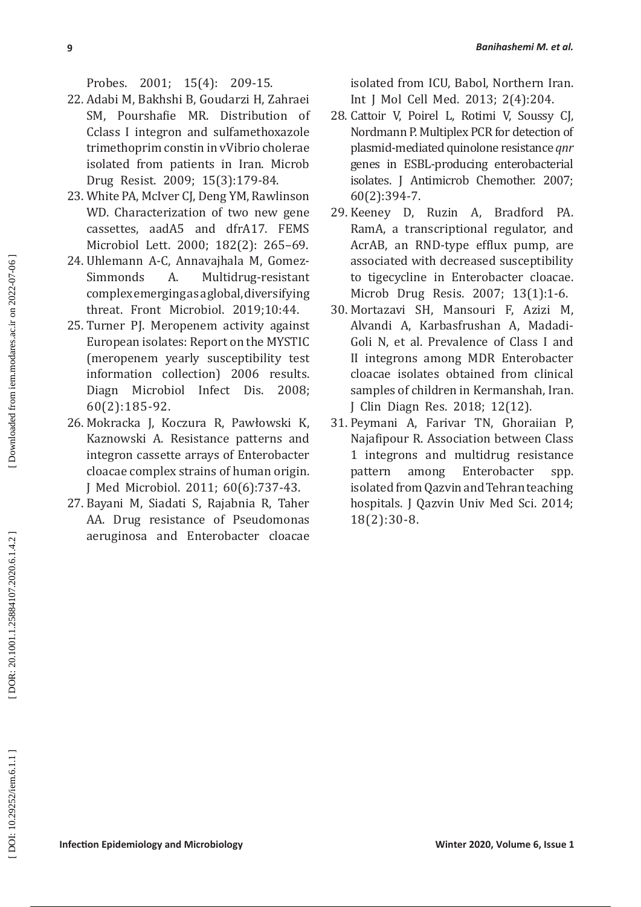Probes. 2001; 15(4): 209-15.

22. Adabi M, Bakhshi B, Goudarzi H, Zahraei SM, Pourshafie MR. Distribution of Cclass I integron and sulfamethoxazole trimethoprim constin in vVibrio cholerae isolated from patients in Iran. Microb Drug Resist. 2009; 15(3):179-84.
23. White PA, McIver CJ, Deng YM, Rawlinson WD. Characterization of two new gene cassettes, aadA5 and dfrA17. FEMS Microbiol Lett. 2000; 182(2): 265–69.
24. Uhlemann A-C, Annavajhala M, Gomez-Simmonds A. Multidrug-resistant complex emerging as a global, diversifying threat. Front Microbiol. 2019;10:44.
25. Turner PJ. Meropenem activity against European isolates: Report on the MYSTIC (meropenem yearly susceptibility test information collection) 2006 results. Diagn Microbiol Infect Dis. 2008; 60(2):185-92.
26. Mokracka J, Koczura R, Pawłowski K, Kaznowski A. Resistance patterns and integron cassette arrays of Enterobacter cloacae complex strains of human origin. J Med Microbiol. 2011; 60(6):737-43.
27. Bayani M, Siadati S, Rajabnia R, Taher AA. Drug resistance of Pseudomonas aeruginosa and Enterobacter cloacae isolated from ICU, Babol, Northern Iran. Int J Mol Cell Med. 2013; 2(4):204.
28. Cattoir V, Poirel L, Rotimi V, Soussy CJ, Nordmann P. Multiplex PCR for detection of plasmid-mediated quinolone resistance *qnr* genes in ESBL-producing enterobacterial isolates. J Antimicrob Chemother. 2007; 60(2):394-7.
29. Keeney D, Ruzin A, Bradford PA. RamA, a transcriptional regulator, and AcrAB, an RND-type efflux pump, are associated with decreased susceptibility to tigecycline in Enterobacter cloacae. Microb Drug Resis. 2007; 13(1):1-6.
30. Mortazavi SH, Mansouri F, Azizi M, Alvandi A, Karbasfrushan A, Madadi-Goli N, et al. Prevalence of Class I and II integrons among MDR Enterobacter cloacae isolates obtained from clinical samples of children in Kermanshah, Iran. J Clin Diagn Res. 2018; 12(12).
31. Peymani A, Farivar TN, Ghoraiian P, Najafipour R. Association between Class 1 integrons and multidrug resistance pattern among Enterobacter spp. isolated from Qazvin and Tehran teaching hospitals. J Qazvin Univ Med Sci. 2014; 18(2):30-8.